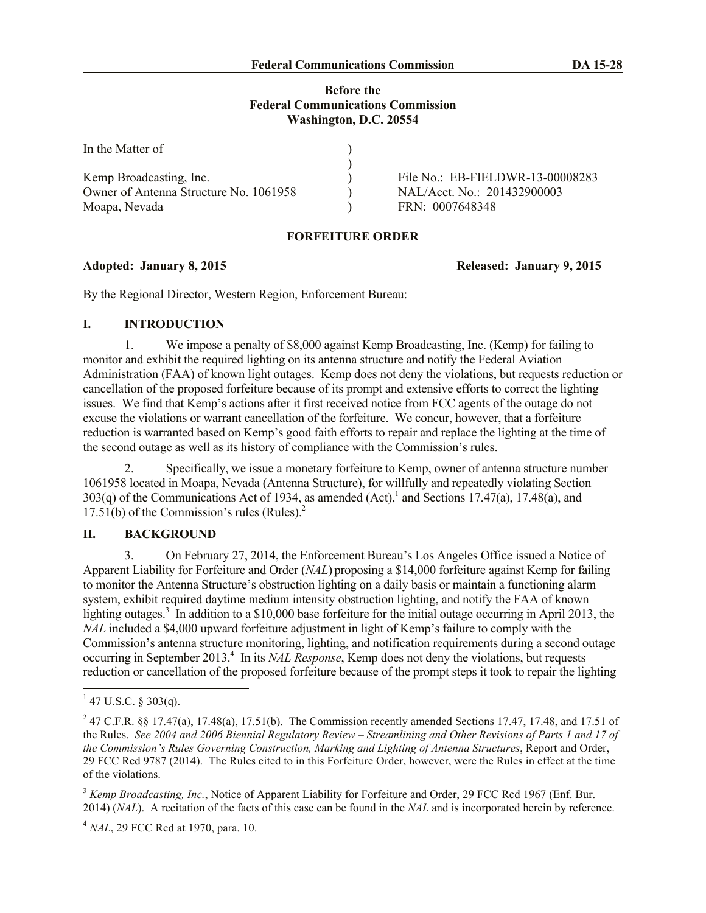Before the
Federal Communications Commission
Washington, D.C. 20554

| In the Matter of | ) | |
|---|---|---|
| | ) | |
| Kemp Broadcasting, Inc. | ) | File No.: EB-FIELDWR-13-00008283 |
| Owner of Antenna Structure No. 1061958 | ) | NAL/Acct. No.: 201432900003 |
| Moapa, Nevada | ) | FRN: 0007648348 |

## FORFEITURE ORDER

**Adopted: January 8, 2015** **Released: January 9, 2015**

By the Regional Director, Western Region, Enforcement Bureau:

## I. INTRODUCTION

1. We impose a penalty of $8,000 against Kemp Broadcasting, Inc. (Kemp) for failing to monitor and exhibit the required lighting on its antenna structure and notify the Federal Aviation Administration (FAA) of known light outages. Kemp does not deny the violations, but requests reduction or cancellation of the proposed forfeiture because of its prompt and extensive efforts to correct the lighting issues. We find that Kemp's actions after it first received notice from FCC agents of the outage do not excuse the violations or warrant cancellation of the forfeiture. We concur, however, that a forfeiture reduction is warranted based on Kemp's good faith efforts to repair and replace the lighting at the time of the second outage as well as its history of compliance with the Commission's rules.

2. Specifically, we issue a monetary forfeiture to Kemp, owner of antenna structure number 1061958 located in Moapa, Nevada (Antenna Structure), for willfully and repeatedly violating Section 303(q) of the Communications Act of 1934, as amended (Act),[1] and Sections 17.47(a), 17.48(a), and 17.51(b) of the Commission's rules (Rules).[2]

## II. BACKGROUND

3. On February 27, 2014, the Enforcement Bureau's Los Angeles Office issued a Notice of Apparent Liability for Forfeiture and Order (*NAL*) proposing a $14,000 forfeiture against Kemp for failing to monitor the Antenna Structure's obstruction lighting on a daily basis or maintain a functioning alarm system, exhibit required daytime medium intensity obstruction lighting, and notify the FAA of known lighting outages.[3] In addition to a $10,000 base forfeiture for the initial outage occurring in April 2013, the *NAL* included a $4,000 upward forfeiture adjustment in light of Kemp's failure to comply with the Commission's antenna structure monitoring, lighting, and notification requirements during a second outage occurring in September 2013.[4] In its *NAL Response*, Kemp does not deny the violations, but requests reduction or cancellation of the proposed forfeiture because of the prompt steps it took to repair the lighting

---

[1] 47 U.S.C. § 303(q).

[2] 47 C.F.R. §§ 17.47(a), 17.48(a), 17.51(b). The Commission recently amended Sections 17.47, 17.48, and 17.51 of the Rules. *See 2004 and 2006 Biennial Regulatory Review – Streamlining and Other Revisions of Parts 1 and 17 of the Commission's Rules Governing Construction, Marking and Lighting of Antenna Structures*, Report and Order, 29 FCC Rcd 9787 (2014). The Rules cited to in this Forfeiture Order, however, were the Rules in effect at the time of the violations.

[3] *Kemp Broadcasting, Inc.*, Notice of Apparent Liability for Forfeiture and Order, 29 FCC Rcd 1967 (Enf. Bur. 2014) (*NAL*). A recitation of the facts of this case can be found in the *NAL* and is incorporated herein by reference.

[4] *NAL*, 29 FCC Rcd at 1970, para. 10.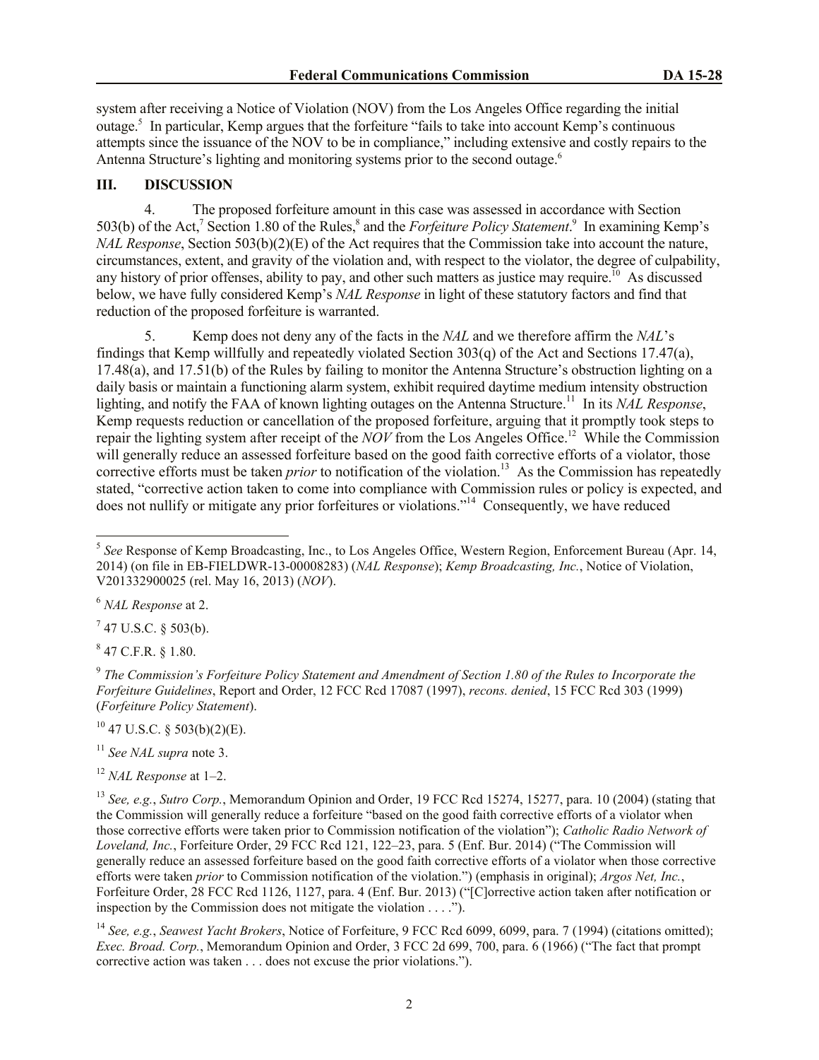system after receiving a Notice of Violation (NOV) from the Los Angeles Office regarding the initial outage.[5] In particular, Kemp argues that the forfeiture "fails to take into account Kemp's continuous attempts since the issuance of the NOV to be in compliance," including extensive and costly repairs to the Antenna Structure's lighting and monitoring systems prior to the second outage.[6]

## III. DISCUSSION

4. The proposed forfeiture amount in this case was assessed in accordance with Section 503(b) of the Act,[7] Section 1.80 of the Rules,[8] and the *Forfeiture Policy Statement*.[9] In examining Kemp's *NAL Response*, Section 503(b)(2)(E) of the Act requires that the Commission take into account the nature, circumstances, extent, and gravity of the violation and, with respect to the violator, the degree of culpability, any history of prior offenses, ability to pay, and other such matters as justice may require.[10] As discussed below, we have fully considered Kemp's *NAL Response* in light of these statutory factors and find that reduction of the proposed forfeiture is warranted.

5. Kemp does not deny any of the facts in the *NAL* and we therefore affirm the *NAL*'s findings that Kemp willfully and repeatedly violated Section 303(q) of the Act and Sections 17.47(a), 17.48(a), and 17.51(b) of the Rules by failing to monitor the Antenna Structure's obstruction lighting on a daily basis or maintain a functioning alarm system, exhibit required daytime medium intensity obstruction lighting, and notify the FAA of known lighting outages on the Antenna Structure.[11] In its *NAL Response*, Kemp requests reduction or cancellation of the proposed forfeiture, arguing that it promptly took steps to repair the lighting system after receipt of the *NOV* from the Los Angeles Office.[12] While the Commission will generally reduce an assessed forfeiture based on the good faith corrective efforts of a violator, those corrective efforts must be taken *prior* to notification of the violation.[13] As the Commission has repeatedly stated, "corrective action taken to come into compliance with Commission rules or policy is expected, and does not nullify or mitigate any prior forfeitures or violations."[14] Consequently, we have reduced

---

[5] *See* Response of Kemp Broadcasting, Inc., to Los Angeles Office, Western Region, Enforcement Bureau (Apr. 14, 2014) (on file in EB-FIELDWR-13-00008283) (*NAL Response*); *Kemp Broadcasting, Inc.*, Notice of Violation, V201332900025 (rel. May 16, 2013) (*NOV*).

[6] *NAL Response* at 2.

[7] 47 U.S.C. § 503(b).

[8] 47 C.F.R. § 1.80.

[9] *The Commission's Forfeiture Policy Statement and Amendment of Section 1.80 of the Rules to Incorporate the Forfeiture Guidelines*, Report and Order, 12 FCC Rcd 17087 (1997), *recons. denied*, 15 FCC Rcd 303 (1999) (*Forfeiture Policy Statement*).

[10] 47 U.S.C. § 503(b)(2)(E).

[11] *See NAL supra* note 3.

[12] *NAL Response* at 1–2.

[13] *See, e.g.*, *Sutro Corp.*, Memorandum Opinion and Order, 19 FCC Rcd 15274, 15277, para. 10 (2004) (stating that the Commission will generally reduce a forfeiture "based on the good faith corrective efforts of a violator when those corrective efforts were taken prior to Commission notification of the violation"); *Catholic Radio Network of Loveland, Inc.*, Forfeiture Order, 29 FCC Rcd 121, 122–23, para. 5 (Enf. Bur. 2014) ("The Commission will generally reduce an assessed forfeiture based on the good faith corrective efforts of a violator when those corrective efforts were taken *prior* to Commission notification of the violation.") (emphasis in original); *Argos Net, Inc.*, Forfeiture Order, 28 FCC Rcd 1126, 1127, para. 4 (Enf. Bur. 2013) ("[C]orrective action taken after notification or inspection by the Commission does not mitigate the violation . . . .").

[14] *See, e.g.*, *Seawest Yacht Brokers*, Notice of Forfeiture, 9 FCC Rcd 6099, 6099, para. 7 (1994) (citations omitted); *Exec. Broad. Corp.*, Memorandum Opinion and Order, 3 FCC 2d 699, 700, para. 6 (1966) ("The fact that prompt corrective action was taken . . . does not excuse the prior violations.").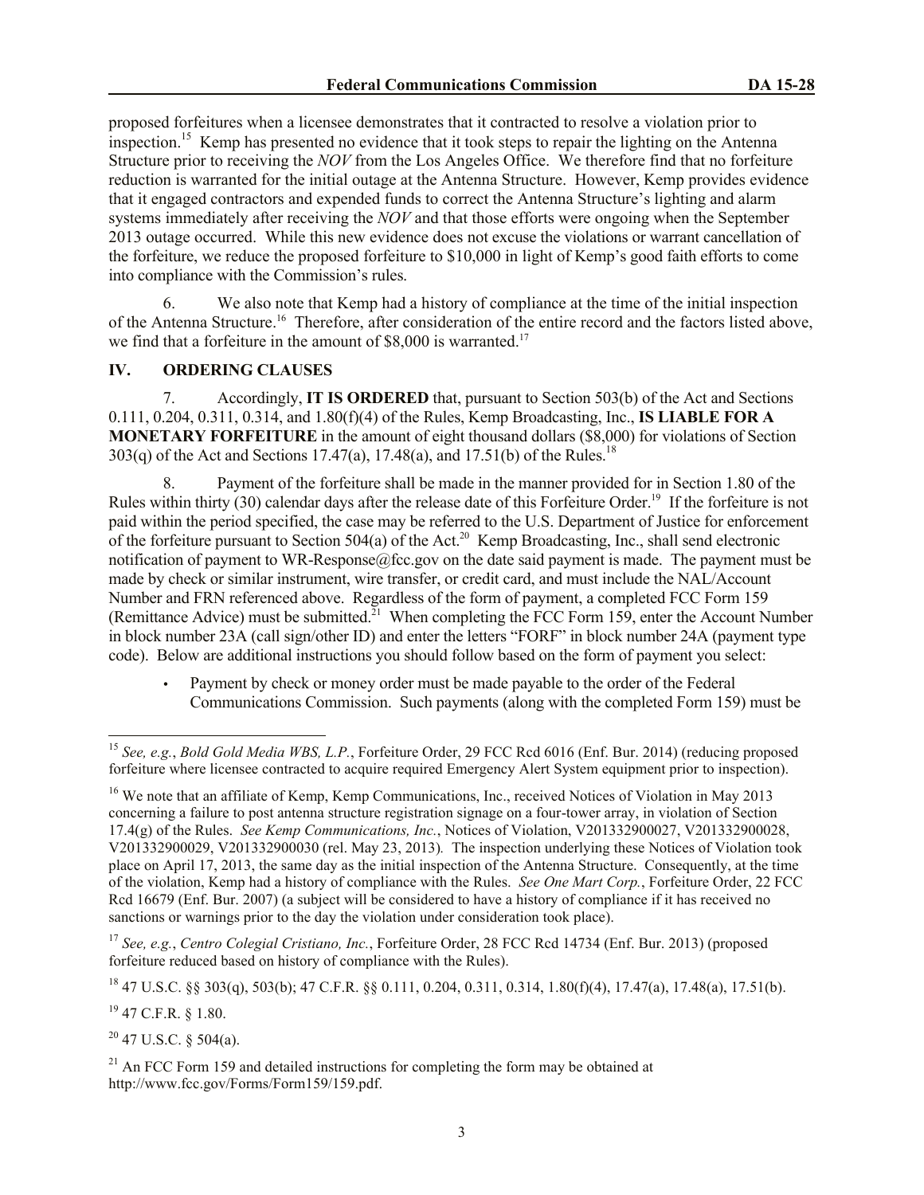proposed forfeitures when a licensee demonstrates that it contracted to resolve a violation prior to inspection.[15] Kemp has presented no evidence that it took steps to repair the lighting on the Antenna Structure prior to receiving the *NOV* from the Los Angeles Office. We therefore find that no forfeiture reduction is warranted for the initial outage at the Antenna Structure. However, Kemp provides evidence that it engaged contractors and expended funds to correct the Antenna Structure's lighting and alarm systems immediately after receiving the *NOV* and that those efforts were ongoing when the September 2013 outage occurred. While this new evidence does not excuse the violations or warrant cancellation of the forfeiture, we reduce the proposed forfeiture to $10,000 in light of Kemp's good faith efforts to come into compliance with the Commission's rules.

6. We also note that Kemp had a history of compliance at the time of the initial inspection of the Antenna Structure.[16] Therefore, after consideration of the entire record and the factors listed above, we find that a forfeiture in the amount of $8,000 is warranted.[17]

## IV. ORDERING CLAUSES

7. Accordingly, **IT IS ORDERED** that, pursuant to Section 503(b) of the Act and Sections 0.111, 0.204, 0.311, 0.314, and 1.80(f)(4) of the Rules, Kemp Broadcasting, Inc., **IS LIABLE FOR A MONETARY FORFEITURE** in the amount of eight thousand dollars ($8,000) for violations of Section 303(q) of the Act and Sections 17.47(a), 17.48(a), and 17.51(b) of the Rules.[18]

8. Payment of the forfeiture shall be made in the manner provided for in Section 1.80 of the Rules within thirty (30) calendar days after the release date of this Forfeiture Order.[19] If the forfeiture is not paid within the period specified, the case may be referred to the U.S. Department of Justice for enforcement of the forfeiture pursuant to Section 504(a) of the Act.[20] Kemp Broadcasting, Inc., shall send electronic notification of payment to WR-Response@fcc.gov on the date said payment is made. The payment must be made by check or similar instrument, wire transfer, or credit card, and must include the NAL/Account Number and FRN referenced above. Regardless of the form of payment, a completed FCC Form 159 (Remittance Advice) must be submitted.[21] When completing the FCC Form 159, enter the Account Number in block number 23A (call sign/other ID) and enter the letters "FORF" in block number 24A (payment type code). Below are additional instructions you should follow based on the form of payment you select:

- Payment by check or money order must be made payable to the order of the Federal Communications Commission. Such payments (along with the completed Form 159) must be

---

[15] *See, e.g.*, *Bold Gold Media WBS, L.P.*, Forfeiture Order, 29 FCC Rcd 6016 (Enf. Bur. 2014) (reducing proposed forfeiture where licensee contracted to acquire required Emergency Alert System equipment prior to inspection).

[16] We note that an affiliate of Kemp, Kemp Communications, Inc., received Notices of Violation in May 2013 concerning a failure to post antenna structure registration signage on a four-tower array, in violation of Section 17.4(g) of the Rules. *See Kemp Communications, Inc.*, Notices of Violation, V201332900027, V201332900028, V201332900029, V201332900030 (rel. May 23, 2013). The inspection underlying these Notices of Violation took place on April 17, 2013, the same day as the initial inspection of the Antenna Structure. Consequently, at the time of the violation, Kemp had a history of compliance with the Rules. *See One Mart Corp.*, Forfeiture Order, 22 FCC Rcd 16679 (Enf. Bur. 2007) (a subject will be considered to have a history of compliance if it has received no sanctions or warnings prior to the day the violation under consideration took place).

[17] *See, e.g.*, *Centro Colegial Cristiano, Inc.*, Forfeiture Order, 28 FCC Rcd 14734 (Enf. Bur. 2013) (proposed forfeiture reduced based on history of compliance with the Rules).

[18] 47 U.S.C. §§ 303(q), 503(b); 47 C.F.R. §§ 0.111, 0.204, 0.311, 0.314, 1.80(f)(4), 17.47(a), 17.48(a), 17.51(b).

[19] 47 C.F.R. § 1.80.

[20] 47 U.S.C. § 504(a).

[21] An FCC Form 159 and detailed instructions for completing the form may be obtained at http://www.fcc.gov/Forms/Form159/159.pdf.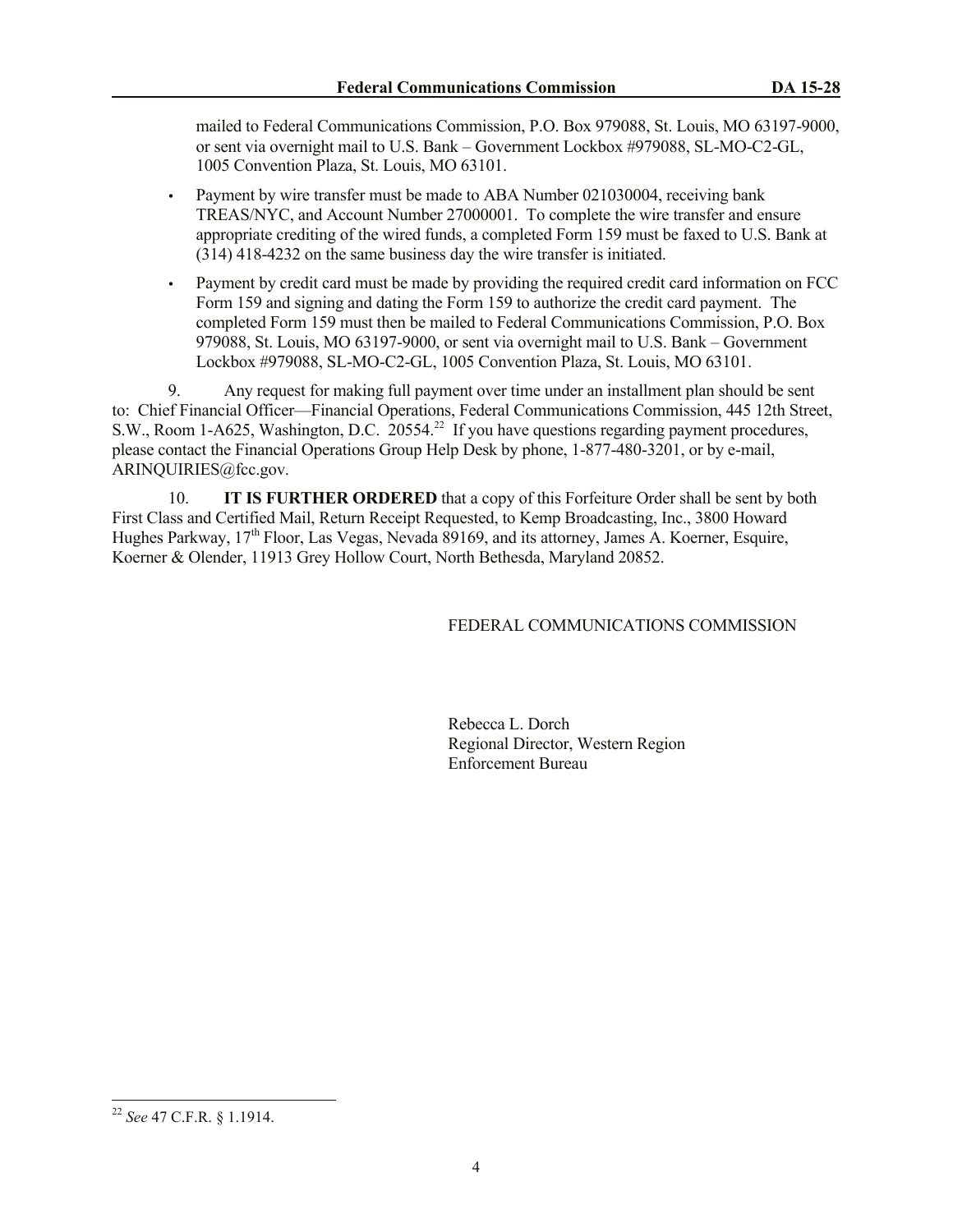mailed to Federal Communications Commission, P.O. Box 979088, St. Louis, MO 63197-9000, or sent via overnight mail to U.S. Bank – Government Lockbox #979088, SL-MO-C2-GL, 1005 Convention Plaza, St. Louis, MO 63101.

- Payment by wire transfer must be made to ABA Number 021030004, receiving bank TREAS/NYC, and Account Number 27000001. To complete the wire transfer and ensure appropriate crediting of the wired funds, a completed Form 159 must be faxed to U.S. Bank at (314) 418-4232 on the same business day the wire transfer is initiated.
- Payment by credit card must be made by providing the required credit card information on FCC Form 159 and signing and dating the Form 159 to authorize the credit card payment. The completed Form 159 must then be mailed to Federal Communications Commission, P.O. Box 979088, St. Louis, MO 63197-9000, or sent via overnight mail to U.S. Bank – Government Lockbox #979088, SL-MO-C2-GL, 1005 Convention Plaza, St. Louis, MO 63101.

9. Any request for making full payment over time under an installment plan should be sent to: Chief Financial Officer—Financial Operations, Federal Communications Commission, 445 12th Street, S.W., Room 1-A625, Washington, D.C. 20554.[22] If you have questions regarding payment procedures, please contact the Financial Operations Group Help Desk by phone, 1-877-480-3201, or by e-mail, ARINQUIRIES@fcc.gov.

10. **IT IS FURTHER ORDERED** that a copy of this Forfeiture Order shall be sent by both First Class and Certified Mail, Return Receipt Requested, to Kemp Broadcasting, Inc., 3800 Howard Hughes Parkway, 17th Floor, Las Vegas, Nevada 89169, and its attorney, James A. Koerner, Esquire, Koerner & Olender, 11913 Grey Hollow Court, North Bethesda, Maryland 20852.

FEDERAL COMMUNICATIONS COMMISSION

Rebecca L. Dorch
Regional Director, Western Region
Enforcement Bureau

---

[22] *See* 47 C.F.R. § 1.1914.